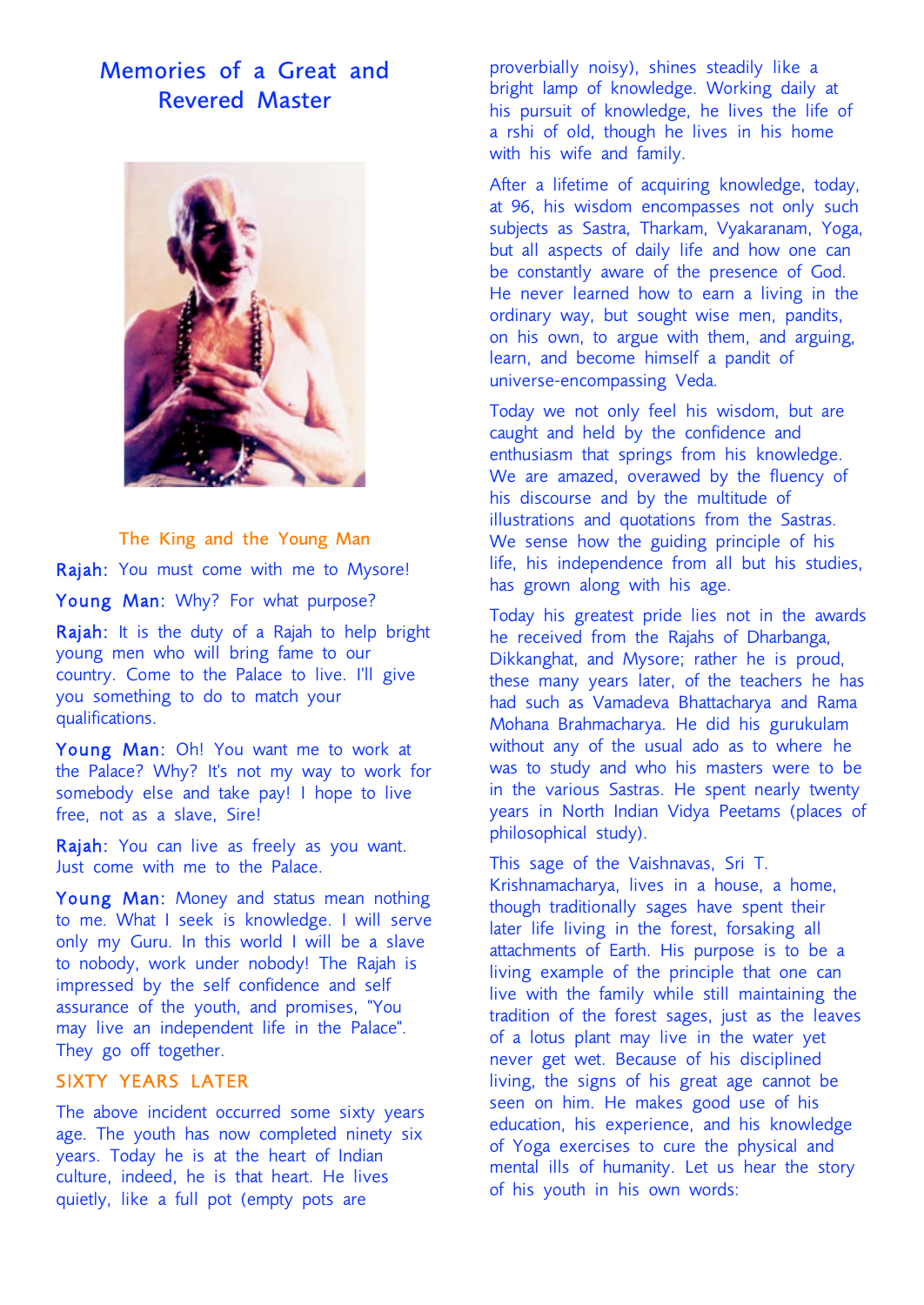# Memories of a Great and Revered Master

## The King and the Young Man

**Rajah**: You must come with me to Mysore!

**Young Man**: Why? For what purpose?

**Rajah**: It is the duty of a Rajah to help bright young men who will bring fame to our country. Come to the Palace to live. I'll give you something to do to match your qualifications.

**Young Man**: Oh! You want me to work at the Palace? Why? It's not my way to work for somebody else and take pay! I hope to live free, not as a slave, Sire!

**Rajah**: You can live as freely as you want. Just come with me to the Palace.

**Young Man**: Money and status mean nothing to me. What I seek is knowledge. I will serve only my Guru. In this world I will be a slave to nobody, work under nobody! The Rajah is impressed by the self confidence and self assurance of the youth, and promises, "You may live an independent life in the Palace". They go off together.

## SIXTY YEARS LATER

The above incident occurred some sixty years age. The youth has now completed ninety six years. Today he is at the heart of Indian culture, indeed, he is that heart. He lives quietly, like a full pot (empty pots are proverbially noisy), shines steadily like a bright lamp of knowledge. Working daily at his pursuit of knowledge, he lives the life of a rshi of old, though he lives in his home with his wife and family.

After a lifetime of acquiring knowledge, today, at 96, his wisdom encompasses not only such subjects as Sastra, Tharkam, Vyakaranam, Yoga, but all aspects of daily life and how one can be constantly aware of the presence of God. He never learned how to earn a living in the ordinary way, but sought wise men, pandits, on his own, to argue with them, and arguing, learn, and become himself a pandit of universe-encompassing Veda.

Today we not only feel his wisdom, but are caught and held by the confidence and enthusiasm that springs from his knowledge. We are amazed, overawed by the fluency of his discourse and by the multitude of illustrations and quotations from the Sastras. We sense how the guiding principle of his life, his independence from all but his studies, has grown along with his age.

Today his greatest pride lies not in the awards he received from the Rajahs of Dharbanga, Dikkanghat, and Mysore; rather he is proud, these many years later, of the teachers he has had such as Vamadeva Bhattacharya and Rama Mohana Brahmacharya. He did his gurukulam without any of the usual ado as to where he was to study and who his masters were to be in the various Sastras. He spent nearly twenty years in North Indian Vidya Peetams (places of philosophical study).

This sage of the Vaishnavas, Sri T. Krishnamacharya, lives in a house, a home, though traditionally sages have spent their later life living in the forest, forsaking all attachments of Earth. His purpose is to be a living example of the principle that one can live with the family while still maintaining the tradition of the forest sages, just as the leaves of a lotus plant may live in the water yet never get wet. Because of his disciplined living, the signs of his great age cannot be seen on him. He makes good use of his education, his experience, and his knowledge of Yoga exercises to cure the physical and mental ills of humanity. Let us hear the story of his youth in his own words: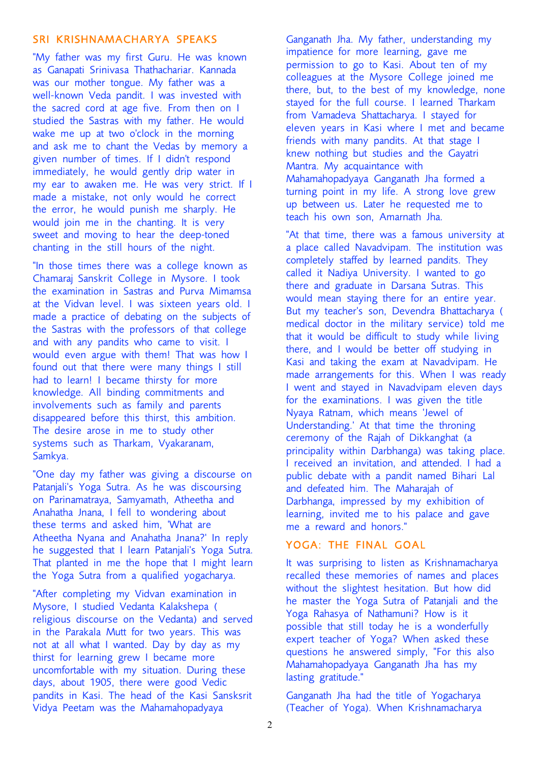## SRI KRISHNAMACHARYA SPEAKS

"My father was my first Guru. He was known as Ganapati Srinivasa Thathachariar. Kannada was our mother tongue. My father was a well-known Veda pandit. I was invested with the sacred cord at age five. From then on I studied the Sastras with my father. He would wake me up at two o'clock in the morning and ask me to chant the Vedas by memory a given number of times. If I didn't respond immediately, he would gently drip water in my ear to awaken me. He was very strict. If I made a mistake, not only would he correct the error, he would punish me sharply. He would join me in the chanting. It is very sweet and moving to hear the deep-toned chanting in the still hours of the night.

"In those times there was a college known as Chamaraj Sanskrit College in Mysore. I took the examination in Sastras and Purva Mimamsa at the Vidvan level. I was sixteen years old. I made a practice of debating on the subjects of the Sastras with the professors of that college and with any pandits who came to visit. I would even argue with them! That was how I found out that there were many things I still had to learn! I became thirsty for more knowledge. All binding commitments and involvements such as family and parents disappeared before this thirst, this ambition. The desire arose in me to study other systems such as Tharkam, Vyakaranam, Samkya.

"One day my father was giving a discourse on Patanjali's Yoga Sutra. As he was discoursing on Parinamatraya, Samyamath, Atheetha and Anahatha Jnana, I fell to wondering about these terms and asked him, 'What are Atheetha Nyana and Anahatha Jnana?' In reply he suggested that I learn Patanjali's Yoga Sutra. That planted in me the hope that I might learn the Yoga Sutra from a qualified yogacharya.

"After completing my Vidvan examination in Mysore, I studied Vedanta Kalakshepa ( religious discourse on the Vedanta) and served in the Parakala Mutt for two years. This was not at all what I wanted. Day by day as my thirst for learning grew I became more uncomfortable with my situation. During these days, about 1905, there were good Vedic pandits in Kasi. The head of the Kasi Sansksrit Vidya Peetam was the Mahamahopadyaya Ganganath Jha. My father, understanding my impatience for more learning, gave me permission to go to Kasi. About ten of my colleagues at the Mysore College joined me there, but, to the best of my knowledge, none stayed for the full course. I learned Tharkam from Vamadeva Shattacharya. I stayed for eleven years in Kasi where I met and became friends with many pandits. At that stage I knew nothing but studies and the Gayatri Mantra. My acquaintance with Mahamahopadyaya Ganganath Jha formed a turning point in my life. A strong love grew up between us. Later he requested me to teach his own son, Amarnath Jha.

"At that time, there was a famous university at a place called Navadvipam. The institution was completely staffed by learned pandits. They called it Nadiya University. I wanted to go there and graduate in Darsana Sutras. This would mean staying there for an entire year. But my teacher's son, Devendra Bhattacharya ( medical doctor in the military service) told me that it would be difficult to study while living there, and I would be better off studying in Kasi and taking the exam at Navadvipam. He made arrangements for this. When I was ready I went and stayed in Navadvipam eleven days for the examinations. I was given the title Nyaya Ratnam, which means 'Jewel of Understanding.' At that time the throning ceremony of the Rajah of Dikkanghat (a principality within Darbhanga) was taking place. I received an invitation, and attended. I had a public debate with a pandit named Bihari Lal and defeated him. The Maharajah of Darbhanga, impressed by my exhibition of learning, invited me to his palace and gave me a reward and honors."

## YOGA: THE FINAL GOAL

It was surprising to listen as Krishnamacharya recalled these memories of names and places without the slightest hesitation. But how did he master the Yoga Sutra of Patanjali and the Yoga Rahasya of Nathamuni? How is it possible that still today he is a wonderfully expert teacher of Yoga? When asked these questions he answered simply, "For this also Mahamahopadyaya Ganganath Jha has my lasting gratitude."

Ganganath Jha had the title of Yogacharya (Teacher of Yoga). When Krishnamacharya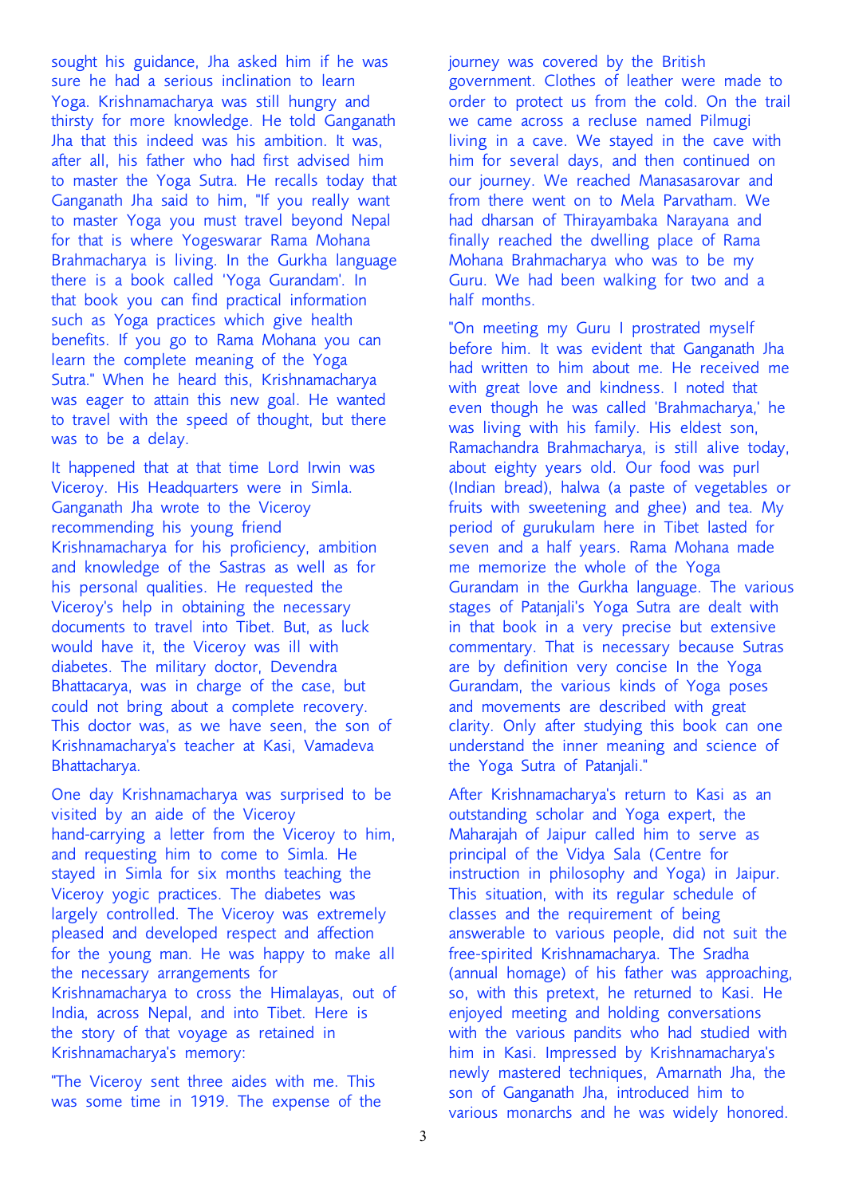sought his guidance, Jha asked him if he was sure he had a serious inclination to learn Yoga. Krishnamacharya was still hungry and thirsty for more knowledge. He told Ganganath Jha that this indeed was his ambition. It was, after all, his father who had first advised him to master the Yoga Sutra. He recalls today that Ganganath Jha said to him, "If you really want to master Yoga you must travel beyond Nepal for that is where Yogeswarar Rama Mohana Brahmacharya is living. In the Gurkha language there is a book called 'Yoga Gurandam'. In that book you can find practical information such as Yoga practices which give health benefits. If you go to Rama Mohana you can learn the complete meaning of the Yoga Sutra." When he heard this, Krishnamacharya was eager to attain this new goal. He wanted to travel with the speed of thought, but there was to be a delay.

It happened that at that time Lord Irwin was Viceroy. His Headquarters were in Simla. Ganganath Jha wrote to the Viceroy recommending his young friend Krishnamacharya for his proficiency, ambition and knowledge of the Sastras as well as for his personal qualities. He requested the Viceroy's help in obtaining the necessary documents to travel into Tibet. But, as luck would have it, the Viceroy was ill with diabetes. The military doctor, Devendra Bhattacarya, was in charge of the case, but could not bring about a complete recovery. This doctor was, as we have seen, the son of Krishnamacharya's teacher at Kasi, Vamadeva Bhattacharya.

One day Krishnamacharya was surprised to be visited by an aide of the Viceroy hand-carrying a letter from the Viceroy to him, and requesting him to come to Simla. He stayed in Simla for six months teaching the Viceroy yogic practices. The diabetes was largely controlled. The Viceroy was extremely pleased and developed respect and affection for the young man. He was happy to make all the necessary arrangements for Krishnamacharya to cross the Himalayas, out of India, across Nepal, and into Tibet. Here is the story of that voyage as retained in Krishnamacharya's memory:

"The Viceroy sent three aides with me. This was some time in 1919. The expense of the journey was covered by the British government. Clothes of leather were made to order to protect us from the cold. On the trail we came across a recluse named Pilmugi living in a cave. We stayed in the cave with him for several days, and then continued on our journey. We reached Manasasarovar and from there went on to Mela Parvatham. We had dharsan of Thirayambaka Narayana and finally reached the dwelling place of Rama Mohana Brahmacharya who was to be my Guru. We had been walking for two and a half months.

"On meeting my Guru I prostrated myself before him. It was evident that Ganganath Jha had written to him about me. He received me with great love and kindness. I noted that even though he was called 'Brahmacharya,' he was living with his family. His eldest son, Ramachandra Brahmacharya, is still alive today, about eighty years old. Our food was purl (Indian bread), halwa (a paste of vegetables or fruits with sweetening and ghee) and tea. My period of gurukulam here in Tibet lasted for seven and a half years. Rama Mohana made me memorize the whole of the Yoga Gurandam in the Gurkha language. The various stages of Patanjali's Yoga Sutra are dealt with in that book in a very precise but extensive commentary. That is necessary because Sutras are by definition very concise In the Yoga Gurandam, the various kinds of Yoga poses and movements are described with great clarity. Only after studying this book can one understand the inner meaning and science of the Yoga Sutra of Patanjali."

After Krishnamacharya's return to Kasi as an outstanding scholar and Yoga expert, the Maharajah of Jaipur called him to serve as principal of the Vidya Sala (Centre for instruction in philosophy and Yoga) in Jaipur. This situation, with its regular schedule of classes and the requirement of being answerable to various people, did not suit the free-spirited Krishnamacharya. The Sradha (annual homage) of his father was approaching, so, with this pretext, he returned to Kasi. He enjoyed meeting and holding conversations with the various pandits who had studied with him in Kasi. Impressed by Krishnamacharya's newly mastered techniques, Amarnath Jha, the son of Ganganath Jha, introduced him to various monarchs and he was widely honored.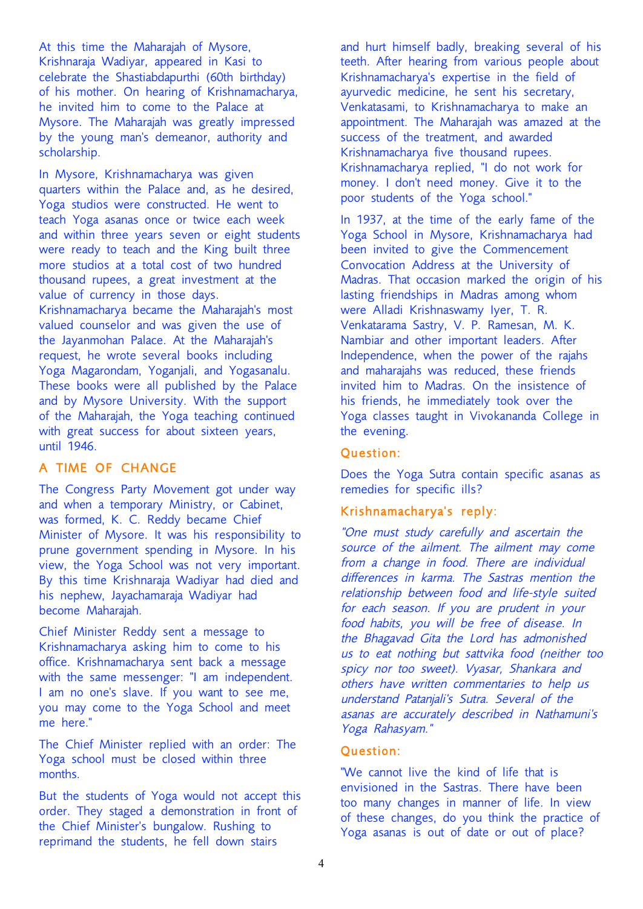At this time the Maharajah of Mysore, Krishnaraja Wadiyar, appeared in Kasi to celebrate the Shastiabdapurthi (60th birthday) of his mother. On hearing of Krishnamacharya, he invited him to come to the Palace at Mysore. The Maharajah was greatly impressed by the young man's demeanor, authority and scholarship.

In Mysore, Krishnamacharya was given quarters within the Palace and, as he desired, Yoga studios were constructed. He went to teach Yoga asanas once or twice each week and within three years seven or eight students were ready to teach and the King built three more studios at a total cost of two hundred thousand rupees, a great investment at the value of currency in those days. Krishnamacharya became the Maharajah's most valued counselor and was given the use of the Jayanmohan Palace. At the Maharajah's request, he wrote several books including Yoga Magarondam, Yoganjali, and Yogasanalu. These books were all published by the Palace and by Mysore University. With the support of the Maharajah, the Yoga teaching continued with great success for about sixteen years, until 1946.

## A TIME OF CHANGE

The Congress Party Movement got under way and when a temporary Ministry, or Cabinet, was formed, K. C. Reddy became Chief Minister of Mysore. It was his responsibility to prune government spending in Mysore. In his view, the Yoga School was not very important. By this time Krishnaraja Wadiyar had died and his nephew, Jayachamaraja Wadiyar had become Maharajah.

Chief Minister Reddy sent a message to Krishnamacharya asking him to come to his office. Krishnamacharya sent back a message with the same messenger: "I am independent. I am no one's slave. If you want to see me, you may come to the Yoga School and meet me here."

The Chief Minister replied with an order: The Yoga school must be closed within three months.

But the students of Yoga would not accept this order. They staged a demonstration in front of the Chief Minister's bungalow. Rushing to reprimand the students, he fell down stairs and hurt himself badly, breaking several of his teeth. After hearing from various people about Krishnamacharya's expertise in the field of ayurvedic medicine, he sent his secretary, Venkatasami, to Krishnamacharya to make an appointment. The Maharajah was amazed at the success of the treatment, and awarded Krishnamacharya five thousand rupees. Krishnamacharya replied, "I do not work for money. I don't need money. Give it to the poor students of the Yoga school."

In 1937, at the time of the early fame of the Yoga School in Mysore, Krishnamacharya had been invited to give the Commencement Convocation Address at the University of Madras. That occasion marked the origin of his lasting friendships in Madras among whom were Alladi Krishnaswamy Iyer, T. R. Venkatarama Sastry, V. P. Ramesan, M. K. Nambiar and other important leaders. After Independence, when the power of the rajahs and maharajahs was reduced, these friends invited him to Madras. On the insistence of his friends, he immediately took over the Yoga classes taught in Vivokananda College in the evening.

### Question:

Does the Yoga Sutra contain specific asanas as remedies for specific ills?

### Krishnamacharya's reply:

*"One must study carefully and ascertain the source of the ailment. The ailment may come from a change in food. There are individual differences in karma. The Sastras mention the relationship between food and life-style suited for each season. If you are prudent in your food habits, you will be free of disease. In the Bhagavad Gita the Lord has admonished us to eat nothing but sattvika food (neither too spicy nor too sweet). Vyasar, Shankara and others have written commentaries to help us understand Patanjali's Sutra. Several of the asanas are accurately described in Nathamuni's Yoga Rahasyam."*

### Question:

"We cannot live the kind of life that is envisioned in the Sastras. There have been too many changes in manner of life. In view of these changes, do you think the practice of Yoga asanas is out of date or out of place?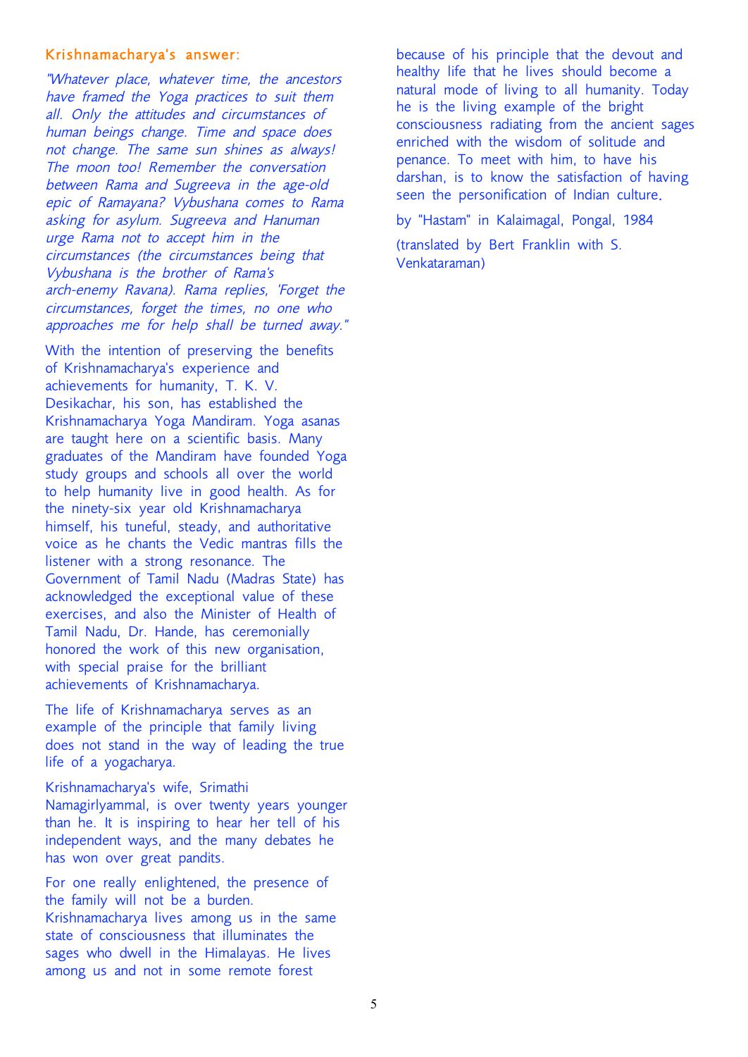## Krishnamacharya's answer:

*"Whatever place, whatever time, the ancestors have framed the Yoga practices to suit them all. Only the attitudes and circumstances of human beings change. Time and space does not change. The same sun shines as always! The moon too! Remember the conversation between Rama and Sugreeva in the age-old epic of Ramayana? Vybushana comes to Rama asking for asylum. Sugreeva and Hanuman urge Rama not to accept him in the circumstances (the circumstances being that Vybushana is the brother of Rama's arch-enemy Ravana). Rama replies, 'Forget the circumstances, forget the times, no one who approaches me for help shall be turned away."*

With the intention of preserving the benefits of Krishnamacharya's experience and achievements for humanity, T. K. V. Desikachar, his son, has established the Krishnamacharya Yoga Mandiram. Yoga asanas are taught here on a scientific basis. Many graduates of the Mandiram have founded Yoga study groups and schools all over the world to help humanity live in good health. As for the ninety-six year old Krishnamacharya himself, his tuneful, steady, and authoritative voice as he chants the Vedic mantras fills the listener with a strong resonance. The Government of Tamil Nadu (Madras State) has acknowledged the exceptional value of these exercises, and also the Minister of Health of Tamil Nadu, Dr. Hande, has ceremonially honored the work of this new organisation, with special praise for the brilliant achievements of Krishnamacharya.

The life of Krishnamacharya serves as an example of the principle that family living does not stand in the way of leading the true life of a yogacharya.

Krishnamacharya's wife, Srimathi Namagirlyammal, is over twenty years younger than he. It is inspiring to hear her tell of his independent ways, and the many debates he has won over great pandits.

For one really enlightened, the presence of the family will not be a burden. Krishnamacharya lives among us in the same state of consciousness that illuminates the sages who dwell in the Himalayas. He lives among us and not in some remote forest because of his principle that the devout and healthy life that he lives should become a natural mode of living to all humanity. Today he is the living example of the bright consciousness radiating from the ancient sages enriched with the wisdom of solitude and penance. To meet with him, to have his darshan, is to know the satisfaction of having seen the personification of Indian culture.

by "Hastam" in Kalaimagal, Pongal, 1984

(translated by Bert Franklin with S. Venkataraman)